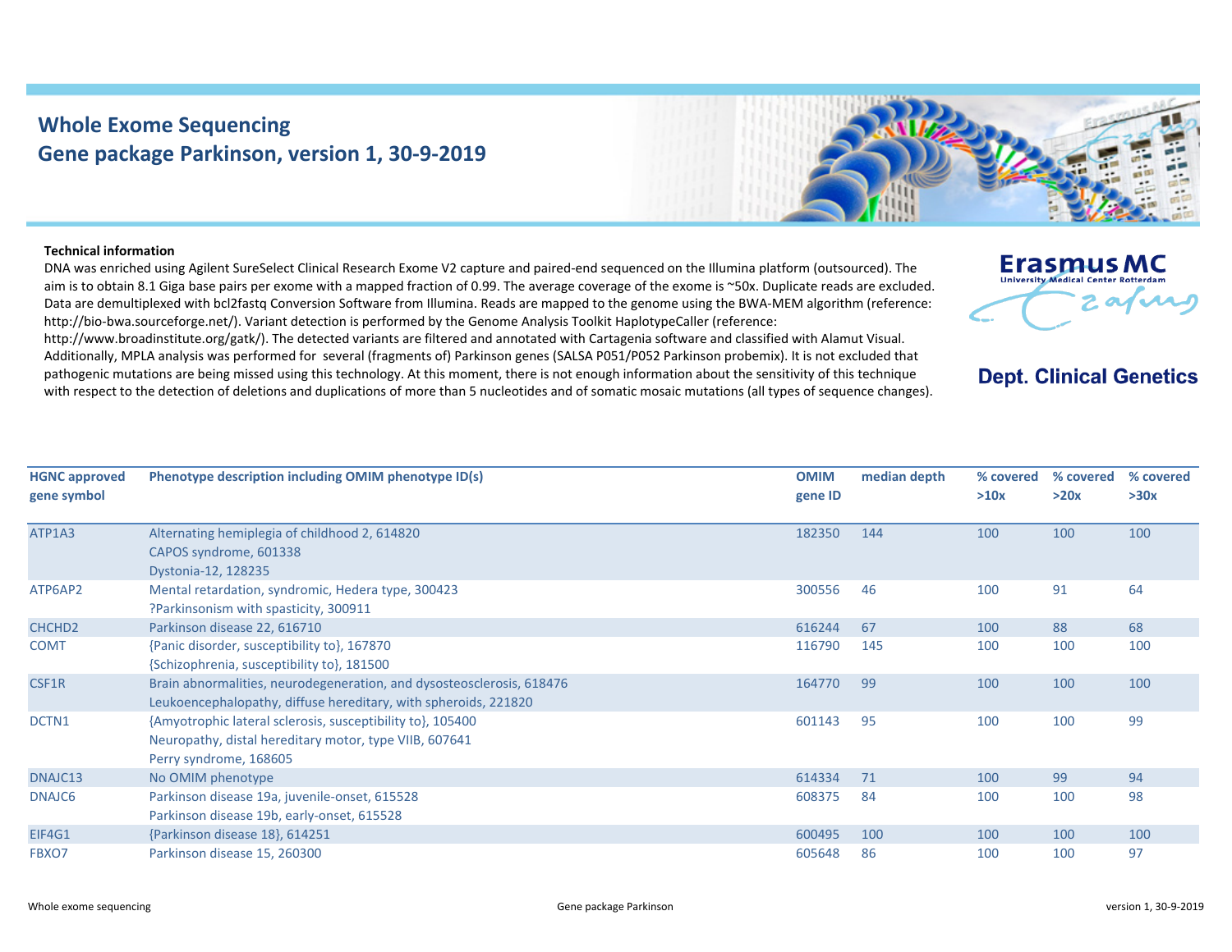# Whole Exome Sequencing
## Gene package Parkinson, version 1, 30-9-2019

Erasmus MC
University Medical Center Rotterdam

**Dept. Clinical Genetics**

**Technical information**

DNA was enriched using Agilent SureSelect Clinical Research Exome V2 capture and paired-end sequenced on the Illumina platform (outsourced). The aim is to obtain 8.1 Giga base pairs per exome with a mapped fraction of 0.99. The average coverage of the exome is ~50x. Duplicate reads are excluded. Data are demultiplexed with bcl2fastq Conversion Software from Illumina. Reads are mapped to the genome using the BWA-MEM algorithm (reference: http://bio-bwa.sourceforge.net/). Variant detection is performed by the Genome Analysis Toolkit HaplotypeCaller (reference: http://www.broadinstitute.org/gatk/). The detected variants are filtered and annotated with Cartagenia software and classified with Alamut Visual. Additionally, MPLA analysis was performed for several (fragments of) Parkinson genes (SALSA P051/P052 Parkinson probemix). It is not excluded that pathogenic mutations are being missed using this technology. At this moment, there is not enough information about the sensitivity of this technique with respect to the detection of deletions and duplications of more than 5 nucleotides and of somatic mosaic mutations (all types of sequence changes).

| HGNC approved gene symbol | Phenotype description including OMIM phenotype ID(s) | OMIM gene ID | median depth | % covered >10x | % covered >20x | % covered >30x |
|---|---|---|---|---|---|---|
| ATP1A3 | Alternating hemiplegia of childhood 2, 614820<br>CAPOS syndrome, 601338<br>Dystonia-12, 128235 | 182350 | 144 | 100 | 100 | 100 |
| ATP6AP2 | Mental retardation, syndromic, Hedera type, 300423<br>?Parkinsonism with spasticity, 300911 | 300556 | 46 | 100 | 91 | 64 |
| CHCHD2 | Parkinson disease 22, 616710 | 616244 | 67 | 100 | 88 | 68 |
| COMT | {Panic disorder, susceptibility to}, 167870<br>{Schizophrenia, susceptibility to}, 181500 | 116790 | 145 | 100 | 100 | 100 |
| CSF1R | Brain abnormalities, neurodegeneration, and dysosteosclerosis, 618476<br>Leukoencephalopathy, diffuse hereditary, with spheroids, 221820 | 164770 | 99 | 100 | 100 | 100 |
| DCTN1 | {Amyotrophic lateral sclerosis, susceptibility to}, 105400<br>Neuropathy, distal hereditary motor, type VIIB, 607641<br>Perry syndrome, 168605 | 601143 | 95 | 100 | 100 | 99 |
| DNAJC13 | No OMIM phenotype | 614334 | 71 | 100 | 99 | 94 |
| DNAJC6 | Parkinson disease 19a, juvenile-onset, 615528<br>Parkinson disease 19b, early-onset, 615528 | 608375 | 84 | 100 | 100 | 98 |
| EIF4G1 | {Parkinson disease 18}, 614251 | 600495 | 100 | 100 | 100 | 100 |
| FBXO7 | Parkinson disease 15, 260300 | 605648 | 86 | 100 | 100 | 97 |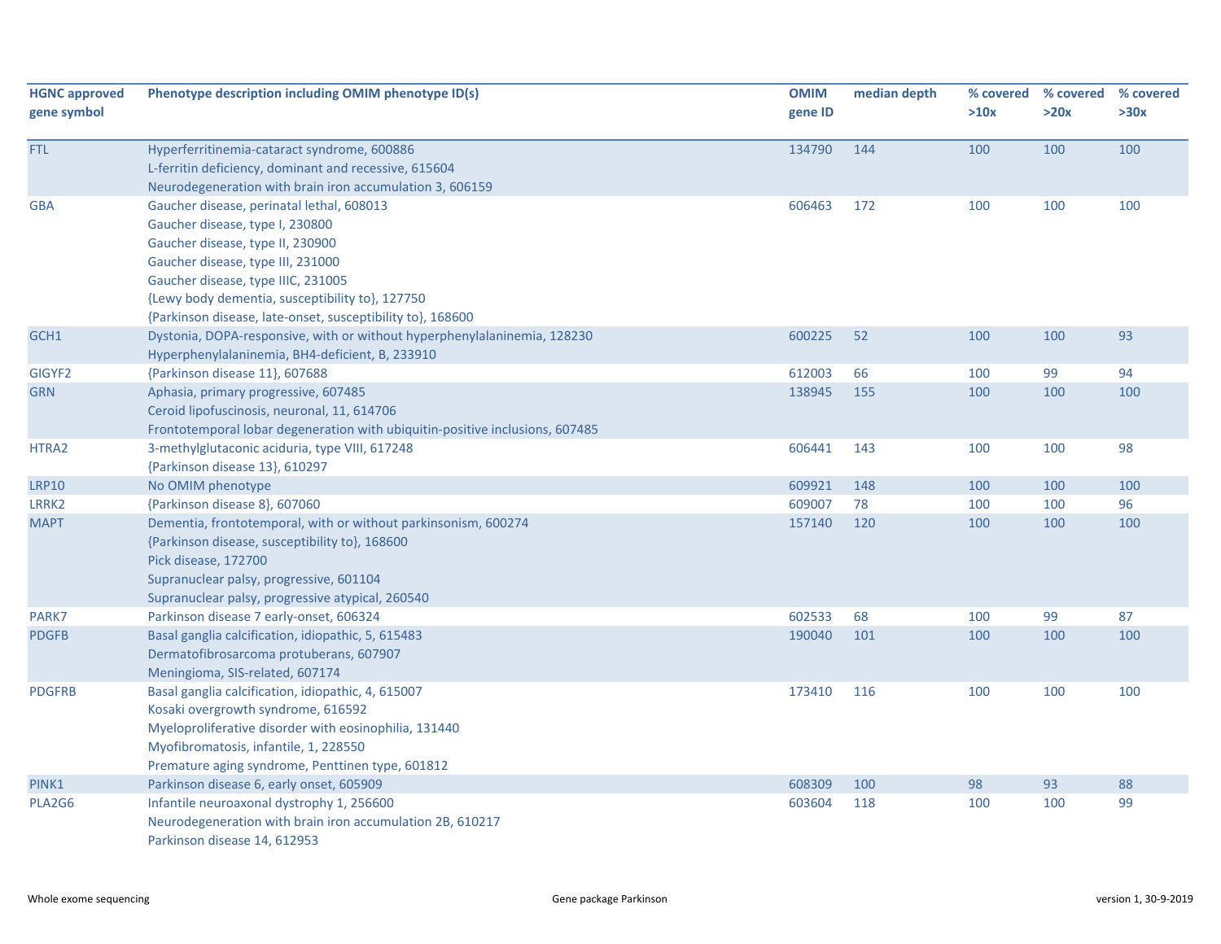| HGNC approved gene symbol | Phenotype description including OMIM phenotype ID(s) | OMIM gene ID | median depth | % covered >10x | % covered >20x | % covered >30x |
|---|---|---|---|---|---|---|
| FTL | Hyperferritinemia-cataract syndrome, 600886<br>L-ferritin deficiency, dominant and recessive, 615604<br>Neurodegeneration with brain iron accumulation 3, 606159 | 134790 | 144 | 100 | 100 | 100 |
| GBA | Gaucher disease, perinatal lethal, 608013<br>Gaucher disease, type I, 230800<br>Gaucher disease, type II, 230900<br>Gaucher disease, type III, 231000<br>Gaucher disease, type IIIC, 231005<br>{Lewy body dementia, susceptibility to}, 127750<br>{Parkinson disease, late-onset, susceptibility to}, 168600 | 606463 | 172 | 100 | 100 | 100 |
| GCH1 | Dystonia, DOPA-responsive, with or without hyperphenylalaninemia, 128230<br>Hyperphenylalaninemia, BH4-deficient, B, 233910 | 600225 | 52 | 100 | 100 | 93 |
| GIGYF2 | {Parkinson disease 11}, 607688 | 612003 | 66 | 100 | 99 | 94 |
| GRN | Aphasia, primary progressive, 607485<br>Ceroid lipofuscinosis, neuronal, 11, 614706<br>Frontotemporal lobar degeneration with ubiquitin-positive inclusions, 607485 | 138945 | 155 | 100 | 100 | 100 |
| HTRA2 | 3-methylglutaconic aciduria, type VIII, 617248<br>{Parkinson disease 13}, 610297 | 606441 | 143 | 100 | 100 | 98 |
| LRP10 | No OMIM phenotype | 609921 | 148 | 100 | 100 | 100 |
| LRRK2 | {Parkinson disease 8}, 607060 | 609007 | 78 | 100 | 100 | 96 |
| MAPT | Dementia, frontotemporal, with or without parkinsonism, 600274<br>{Parkinson disease, susceptibility to}, 168600<br>Pick disease, 172700<br>Supranuclear palsy, progressive, 601104<br>Supranuclear palsy, progressive atypical, 260540 | 157140 | 120 | 100 | 100 | 100 |
| PARK7 | Parkinson disease 7 early-onset, 606324 | 602533 | 68 | 100 | 99 | 87 |
| PDGFB | Basal ganglia calcification, idiopathic, 5, 615483<br>Dermatofibrosarcoma protuberans, 607907<br>Meningioma, SIS-related, 607174 | 190040 | 101 | 100 | 100 | 100 |
| PDGFRB | Basal ganglia calcification, idiopathic, 4, 615007<br>Kosaki overgrowth syndrome, 616592<br>Myeloproliferative disorder with eosinophilia, 131440<br>Myofibromatosis, infantile, 1, 228550<br>Premature aging syndrome, Penttinen type, 601812 | 173410 | 116 | 100 | 100 | 100 |
| PINK1 | Parkinson disease 6, early onset, 605909 | 608309 | 100 | 98 | 93 | 88 |
| PLA2G6 | Infantile neuroaxonal dystrophy 1, 256600<br>Neurodegeneration with brain iron accumulation 2B, 610217<br>Parkinson disease 14, 612953 | 603604 | 118 | 100 | 100 | 99 |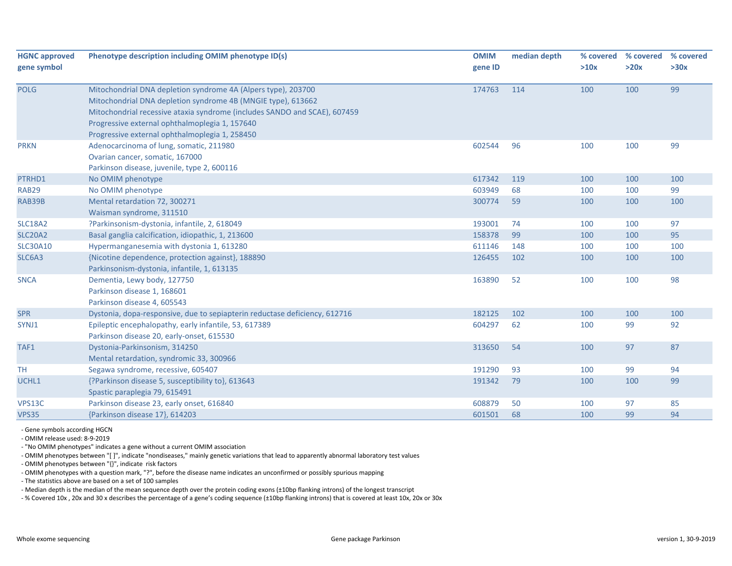| HGNC approved gene symbol | Phenotype description including OMIM phenotype ID(s) | OMIM gene ID | median depth | % covered >10x | % covered >20x | % covered >30x |
|---|---|---|---|---|---|---|
| POLG | Mitochondrial DNA depletion syndrome 4A (Alpers type), 203700<br>Mitochondrial DNA depletion syndrome 4B (MNGIE type), 613662<br>Mitochondrial recessive ataxia syndrome (includes SANDO and SCAE), 607459<br>Progressive external ophthalmoplegia 1, 157640<br>Progressive external ophthalmoplegia 1, 258450 | 174763 | 114 | 100 | 100 | 99 |
| PRKN | Adenocarcinoma of lung, somatic, 211980<br>Ovarian cancer, somatic, 167000<br>Parkinson disease, juvenile, type 2, 600116 | 602544 | 96 | 100 | 100 | 99 |
| PTRHD1 | No OMIM phenotype | 617342 | 119 | 100 | 100 | 100 |
| RAB29 | No OMIM phenotype | 603949 | 68 | 100 | 100 | 99 |
| RAB39B | Mental retardation 72, 300271<br>Waisman syndrome, 311510 | 300774 | 59 | 100 | 100 | 100 |
| SLC18A2 | ?Parkinsonism-dystonia, infantile, 2, 618049 | 193001 | 74 | 100 | 100 | 97 |
| SLC20A2 | Basal ganglia calcification, idiopathic, 1, 213600 | 158378 | 99 | 100 | 100 | 95 |
| SLC30A10 | Hypermanganesemia with dystonia 1, 613280 | 611146 | 148 | 100 | 100 | 100 |
| SLC6A3 | {Nicotine dependence, protection against}, 188890<br>Parkinsonism-dystonia, infantile, 1, 613135 | 126455 | 102 | 100 | 100 | 100 |
| SNCA | Dementia, Lewy body, 127750<br>Parkinson disease 1, 168601<br>Parkinson disease 4, 605543 | 163890 | 52 | 100 | 100 | 98 |
| SPR | Dystonia, dopa-responsive, due to sepiapterin reductase deficiency, 612716 | 182125 | 102 | 100 | 100 | 100 |
| SYNJ1 | Epileptic encephalopathy, early infantile, 53, 617389<br>Parkinson disease 20, early-onset, 615530 | 604297 | 62 | 100 | 99 | 92 |
| TAF1 | Dystonia-Parkinsonism, 314250<br>Mental retardation, syndromic 33, 300966 | 313650 | 54 | 100 | 97 | 87 |
| TH | Segawa syndrome, recessive, 605407 | 191290 | 93 | 100 | 99 | 94 |
| UCHL1 | {?Parkinson disease 5, susceptibility to}, 613643<br>Spastic paraplegia 79, 615491 | 191342 | 79 | 100 | 100 | 99 |
| VPS13C | Parkinson disease 23, early onset, 616840 | 608879 | 50 | 100 | 97 | 85 |
| VPS35 | {Parkinson disease 17}, 614203 | 601501 | 68 | 100 | 99 | 94 |

- Gene symbols according HGCN
- OMIM release used: 8-9-2019
- "No OMIM phenotypes" indicates a gene without a current OMIM association
- OMIM phenotypes between "[ ]", indicate "nondiseases," mainly genetic variations that lead to apparently abnormal laboratory test values
- OMIM phenotypes between "{}", indicate risk factors
- OMIM phenotypes with a question mark, "?", before the disease name indicates an unconfirmed or possibly spurious mapping
- The statistics above are based on a set of 100 samples
- Median depth is the median of the mean sequence depth over the protein coding exons (±10bp flanking introns) of the longest transcript
- % Covered 10x , 20x and 30 x describes the percentage of a gene's coding sequence (±10bp flanking introns) that is covered at least 10x, 20x or 30x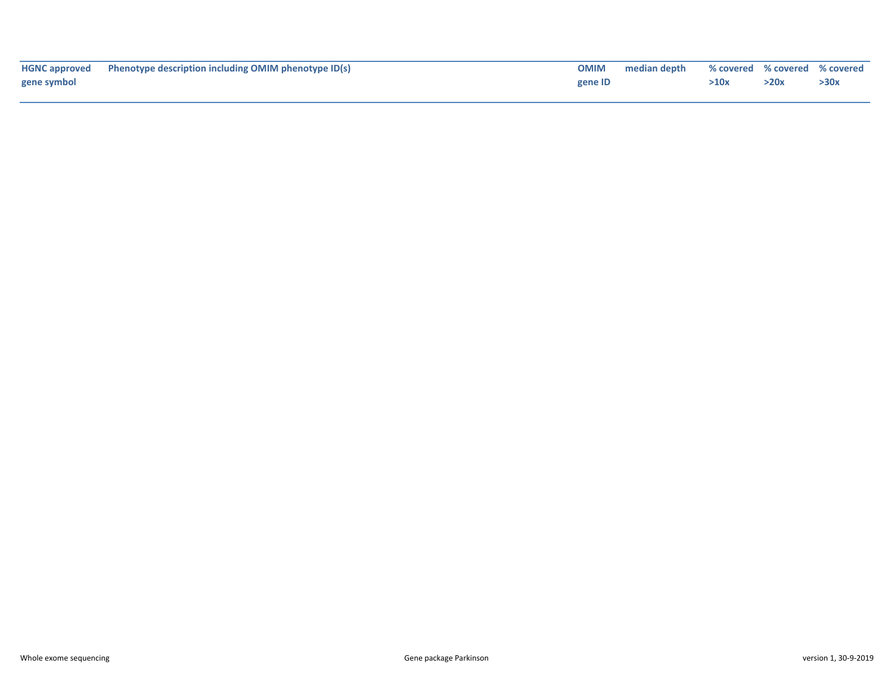| HGNC approved gene symbol | Phenotype description including OMIM phenotype ID(s) | OMIM gene ID | median depth | % covered >10x | % covered >20x | % covered >30x |
|---|---|---|---|---|---|---|